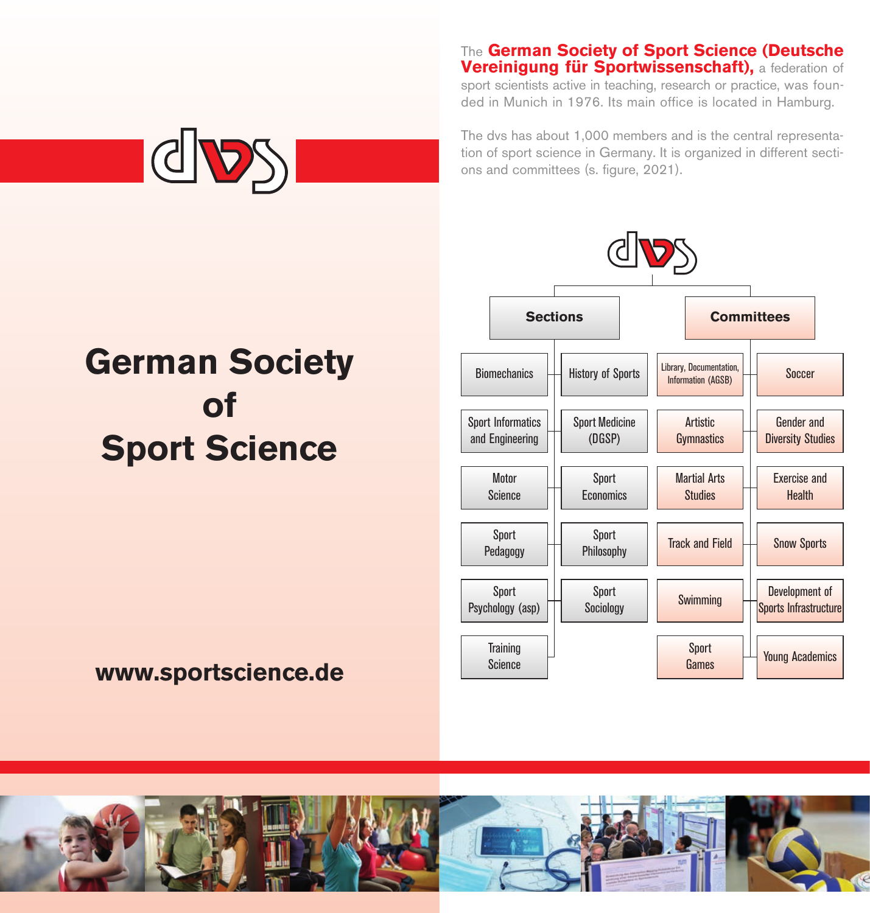# German Society of Sport Science

**www.sportscience.de**

The **German Society of Sport Science (Deutsche Vereinigung für Sportwissenschaft),** a federation of sport scientists active in teaching, research or practice, was founded in Munich in 1976. Its main office is located in Hamburg.

The dvs has about 1,000 members and is the central representation of sport science in Germany. It is organized in different sections and committees (s. figure, 2021).

dvs

| **Sections** | | **Committees** | |
|---|---|---|---|
| Biomechanics | History of Sports | Library, Documentation, Information (AGSB) | Soccer |
| Sport Informatics and Engineering | Sport Medicine (DGSP) | Artistic Gymnastics | Gender and Diversity Studies |
| Motor Science | Sport Economics | Martial Arts Studies | Exercise and Health |
| Sport Pedagogy | Sport Philosophy | Track and Field | Snow Sports |
| Sport Psychology (asp) | Sport Sociology | Swimming | Development of Sports Infrastructure |
| Training Science | | Sport Games | Young Academics |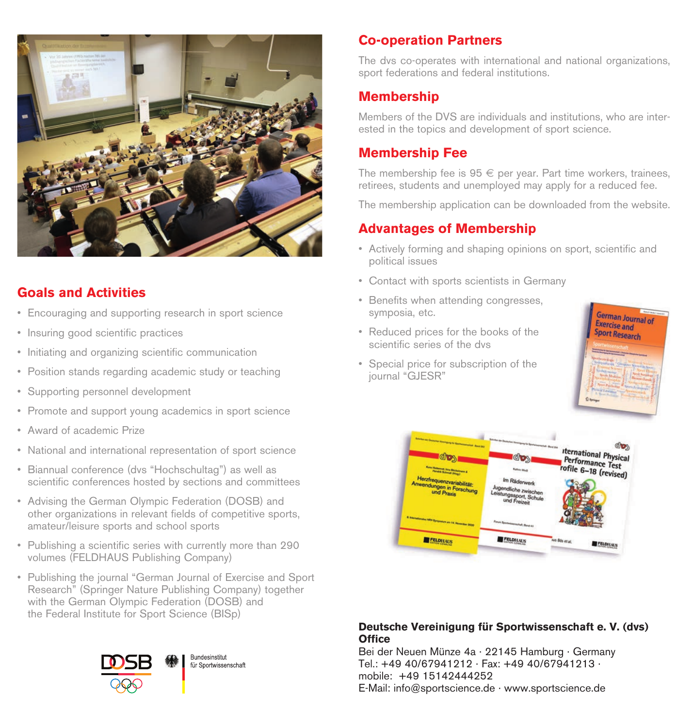## Goals and Activities

- Encouraging and supporting research in sport science
- Insuring good scientific practices
- Initiating and organizing scientific communication
- Position stands regarding academic study or teaching
- Supporting personnel development
- Promote and support young academics in sport science
- Award of academic Prize
- National and international representation of sport science
- Biannual conference (dvs "Hochschultag") as well as scientific conferences hosted by sections and committees
- Advising the German Olympic Federation (DOSB) and other organizations in relevant fields of competitive sports, amateur/leisure sports and school sports
- Publishing a scientific series with currently more than 290 volumes (FELDHAUS Publishing Company)
- Publishing the journal "German Journal of Exercise and Sport Research" (Springer Nature Publishing Company) together with the German Olympic Federation (DOSB) and the Federal Institute for Sport Science (BISp)

DOSB

Bundesinstitut für Sportwissenschaft

## Co-operation Partners

The dvs co-operates with international and national organizations, sport federations and federal institutions.

## Membership

Members of the DVS are individuals and institutions, who are interested in the topics and development of sport science.

## Membership Fee

The membership fee is 95 € per year. Part time workers, trainees, retirees, students and unemployed may apply for a reduced fee.

The membership application can be downloaded from the website.

## Advantages of Membership

- Actively forming and shaping opinions on sport, scientific and political issues
- Contact with sports scientists in Germany
- Benefits when attending congresses, symposia, etc.
- Reduced prices for the books of the scientific series of the dvs
- Special price for subscription of the journal "GJESR"

**Deutsche Vereinigung für Sportwissenschaft e. V. (dvs)**
**Office**
Bei der Neuen Münze 4a · 22145 Hamburg · Germany
Tel.: +49 40/67941212 · Fax: +49 40/67941213 ·
mobile: +49 15142444252
E-Mail: info@sportscience.de · www.sportscience.de